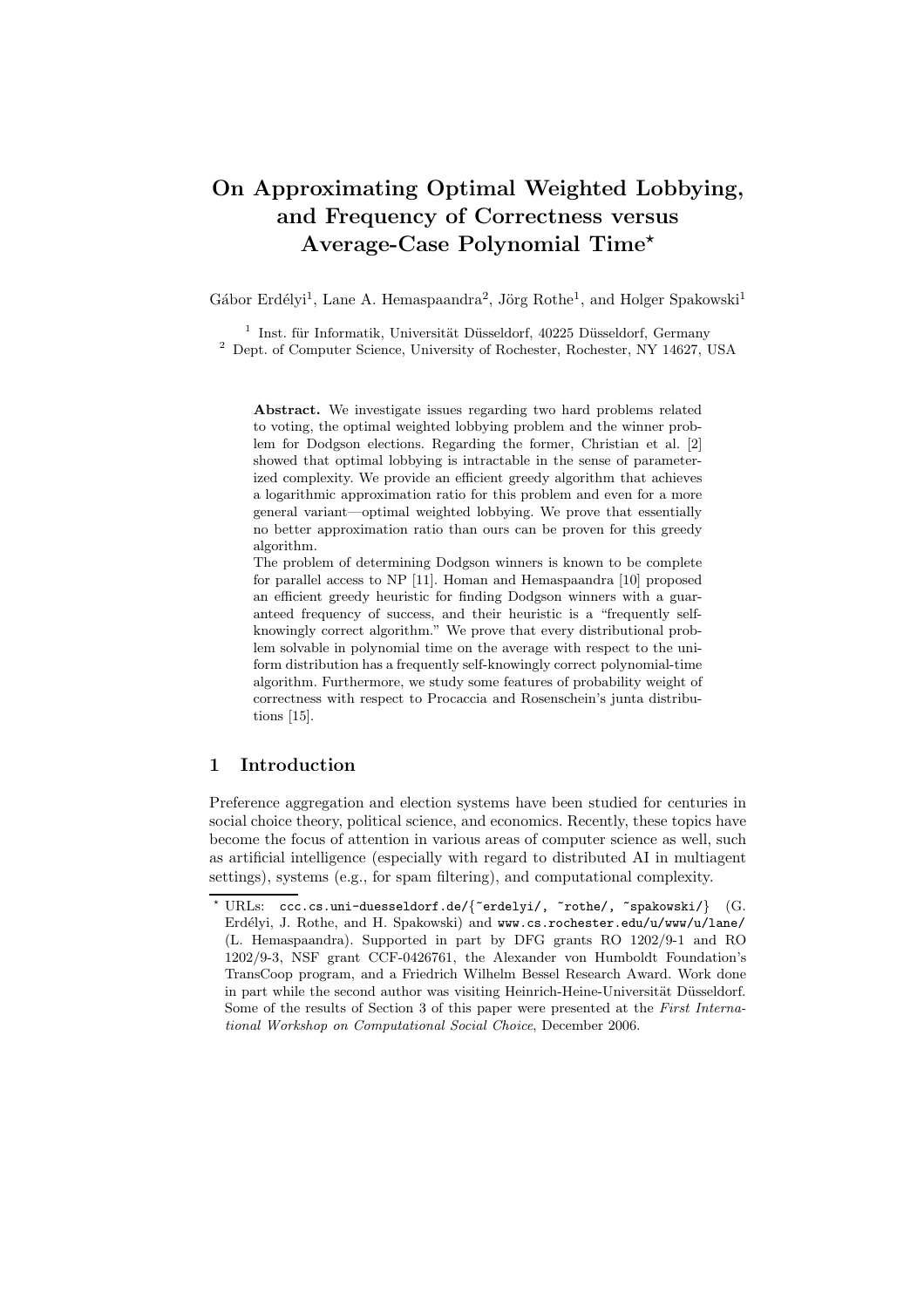# On Approximating Optimal Weighted Lobbying, and Frequency of Correctness versus Average-Case Polynomial Time*

Gábor Erdélyi[1], Lane A. Hemaspaandra[2], Jörg Rothe[1], and Holger Spakowski[1]

[1] Inst. für Informatik, Universität Düsseldorf, 40225 Düsseldorf, Germany
[2] Dept. of Computer Science, University of Rochester, Rochester, NY 14627, USA

**Abstract.** We investigate issues regarding two hard problems related to voting, the optimal weighted lobbying problem and the winner problem for Dodgson elections. Regarding the former, Christian et al. [2] showed that optimal lobbying is intractable in the sense of parameterized complexity. We provide an efficient greedy algorithm that achieves a logarithmic approximation ratio for this problem and even for a more general variant—optimal weighted lobbying. We prove that essentially no better approximation ratio than ours can be proven for this greedy algorithm.

The problem of determining Dodgson winners is known to be complete for parallel access to NP [11]. Homan and Hemaspaandra [10] proposed an efficient greedy heuristic for finding Dodgson winners with a guaranteed frequency of success, and their heuristic is a "frequently self-knowingly correct algorithm." We prove that every distributional problem solvable in polynomial time on the average with respect to the uniform distribution has a frequently self-knowingly correct polynomial-time algorithm. Furthermore, we study some features of probability weight of correctness with respect to Procaccia and Rosenschein's junta distributions [15].

## 1 Introduction

Preference aggregation and election systems have been studied for centuries in social choice theory, political science, and economics. Recently, these topics have become the focus of attention in various areas of computer science as well, such as artificial intelligence (especially with regard to distributed AI in multiagent settings), systems (e.g., for spam filtering), and computational complexity.

---

* URLs: ccc.cs.uni-duesseldorf.de/{~erdelyi/, ~rothe/, ~spakowski/} (G. Erdélyi, J. Rothe, and H. Spakowski) and www.cs.rochester.edu/u/www/u/lane/ (L. Hemaspaandra). Supported in part by DFG grants RO 1202/9-1 and RO 1202/9-3, NSF grant CCF-0426761, the Alexander von Humboldt Foundation's TransCoop program, and a Friedrich Wilhelm Bessel Research Award. Work done in part while the second author was visiting Heinrich-Heine-Universität Düsseldorf. Some of the results of Section 3 of this paper were presented at the *First International Workshop on Computational Social Choice*, December 2006.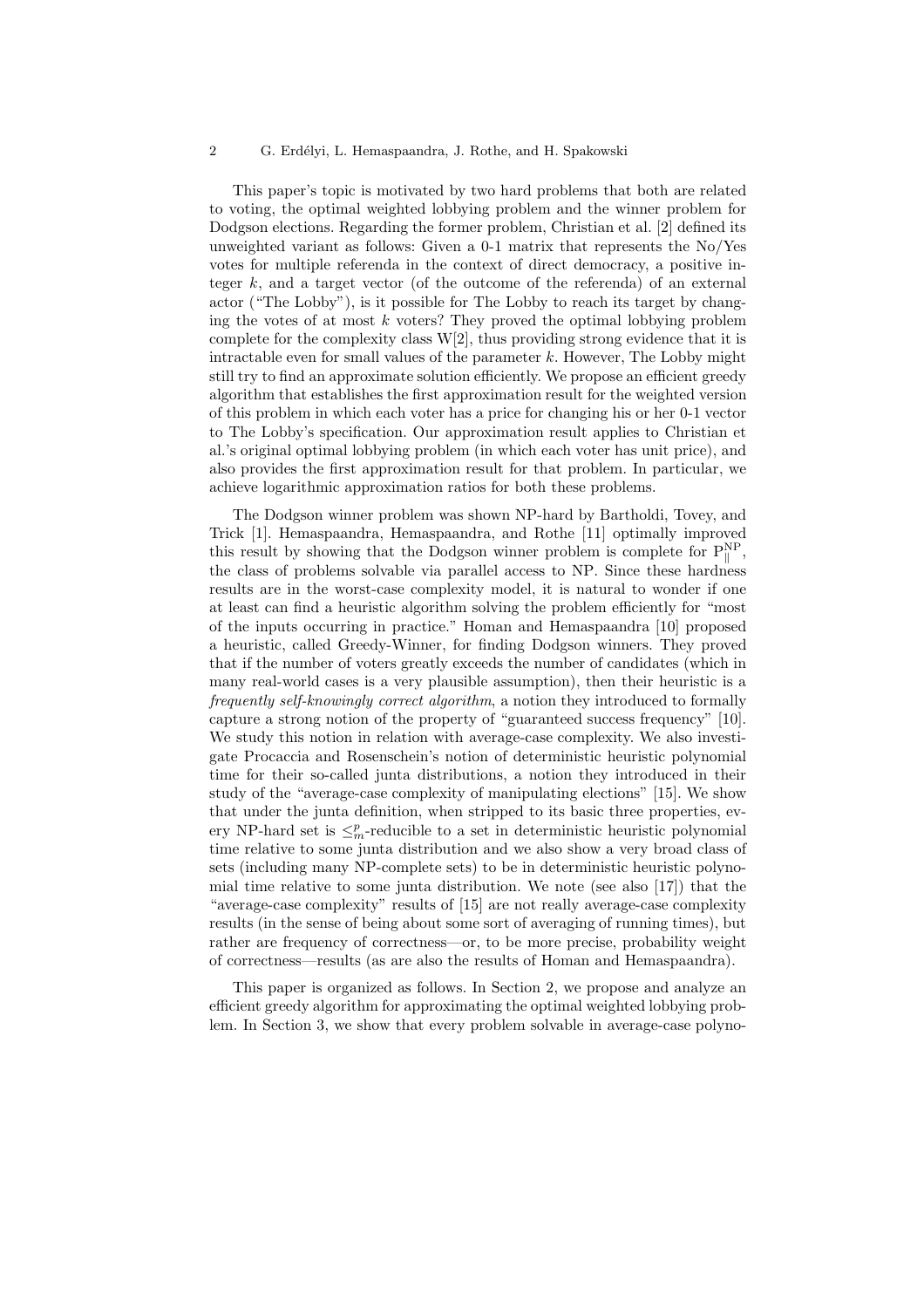This paper's topic is motivated by two hard problems that both are related to voting, the optimal weighted lobbying problem and the winner problem for Dodgson elections. Regarding the former problem, Christian et al. [2] defined its unweighted variant as follows: Given a 0-1 matrix that represents the No/Yes votes for multiple referenda in the context of direct democracy, a positive integer $k$, and a target vector (of the outcome of the referenda) of an external actor ("The Lobby"), is it possible for The Lobby to reach its target by changing the votes of at most $k$ voters? They proved the optimal lobbying problem complete for the complexity class W[2], thus providing strong evidence that it is intractable even for small values of the parameter $k$. However, The Lobby might still try to find an approximate solution efficiently. We propose an efficient greedy algorithm that establishes the first approximation result for the weighted version of this problem in which each voter has a price for changing his or her 0-1 vector to The Lobby's specification. Our approximation result applies to Christian et al.'s original optimal lobbying problem (in which each voter has unit price), and also provides the first approximation result for that problem. In particular, we achieve logarithmic approximation ratios for both these problems.

The Dodgson winner problem was shown NP-hard by Bartholdi, Tovey, and Trick [1]. Hemaspaandra, Hemaspaandra, and Rothe [11] optimally improved this result by showing that the Dodgson winner problem is complete for $\mathrm{P}_{\|}^{\mathrm{NP}}$, the class of problems solvable via parallel access to NP. Since these hardness results are in the worst-case complexity model, it is natural to wonder if one at least can find a heuristic algorithm solving the problem efficiently for "most of the inputs occurring in practice." Homan and Hemaspaandra [10] proposed a heuristic, called Greedy-Winner, for finding Dodgson winners. They proved that if the number of voters greatly exceeds the number of candidates (which in many real-world cases is a very plausible assumption), then their heuristic is a *frequently self-knowingly correct algorithm*, a notion they introduced to formally capture a strong notion of the property of "guaranteed success frequency" [10]. We study this notion in relation with average-case complexity. We also investigate Procaccia and Rosenschein's notion of deterministic heuristic polynomial time for their so-called junta distributions, a notion they introduced in their study of the "average-case complexity of manipulating elections" [15]. We show that under the junta definition, when stripped to its basic three properties, every NP-hard set is $\leq_m^p$-reducible to a set in deterministic heuristic polynomial time relative to some junta distribution and we also show a very broad class of sets (including many NP-complete sets) to be in deterministic heuristic polynomial time relative to some junta distribution. We note (see also [17]) that the "average-case complexity" results of [15] are not really average-case complexity results (in the sense of being about some sort of averaging of running times), but rather are frequency of correctness—or, to be more precise, probability weight of correctness—results (as are also the results of Homan and Hemaspaandra).

This paper is organized as follows. In Section 2, we propose and analyze an efficient greedy algorithm for approximating the optimal weighted lobbying problem. In Section 3, we show that every problem solvable in average-case polyno-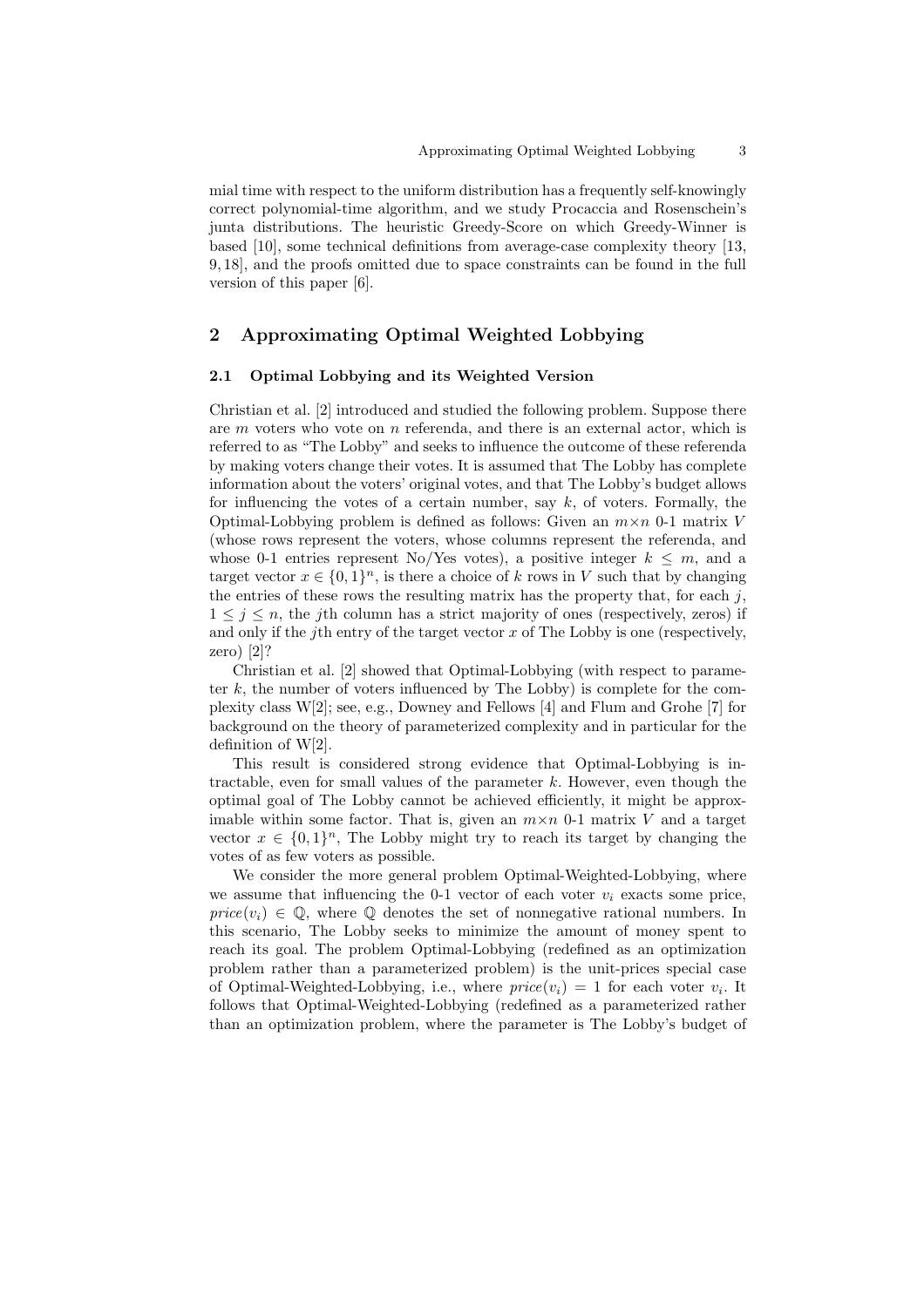mial time with respect to the uniform distribution has a frequently self-knowingly correct polynomial-time algorithm, and we study Procaccia and Rosenschein's junta distributions. The heuristic Greedy-Score on which Greedy-Winner is based [10], some technical definitions from average-case complexity theory [13, 9, 18], and the proofs omitted due to space constraints can be found in the full version of this paper [6].

## 2 Approximating Optimal Weighted Lobbying

### 2.1 Optimal Lobbying and its Weighted Version

Christian et al. [2] introduced and studied the following problem. Suppose there are $m$ voters who vote on $n$ referenda, and there is an external actor, which is referred to as "The Lobby" and seeks to influence the outcome of these referenda by making voters change their votes. It is assumed that The Lobby has complete information about the voters' original votes, and that The Lobby's budget allows for influencing the votes of a certain number, say $k$, of voters. Formally, the Optimal-Lobbying problem is defined as follows: Given an $m \times n$ 0-1 matrix $V$ (whose rows represent the voters, whose columns represent the referenda, and whose 0-1 entries represent No/Yes votes), a positive integer $k \leq m$, and a target vector $x \in \{0,1\}^n$, is there a choice of $k$ rows in $V$ such that by changing the entries of these rows the resulting matrix has the property that, for each $j$, $1 \leq j \leq n$, the $j$th column has a strict majority of ones (respectively, zeros) if and only if the $j$th entry of the target vector $x$ of The Lobby is one (respectively, zero) [2]?

Christian et al. [2] showed that Optimal-Lobbying (with respect to parameter $k$, the number of voters influenced by The Lobby) is complete for the complexity class W[2]; see, e.g., Downey and Fellows [4] and Flum and Grohe [7] for background on the theory of parameterized complexity and in particular for the definition of W[2].

This result is considered strong evidence that Optimal-Lobbying is intractable, even for small values of the parameter $k$. However, even though the optimal goal of The Lobby cannot be achieved efficiently, it might be approximable within some factor. That is, given an $m \times n$ 0-1 matrix $V$ and a target vector $x \in \{0,1\}^n$, The Lobby might try to reach its target by changing the votes of as few voters as possible.

We consider the more general problem Optimal-Weighted-Lobbying, where we assume that influencing the 0-1 vector of each voter $v_i$ exacts some price, $price(v_i) \in \mathbb{Q}$, where $\mathbb{Q}$ denotes the set of nonnegative rational numbers. In this scenario, The Lobby seeks to minimize the amount of money spent to reach its goal. The problem Optimal-Lobbying (redefined as an optimization problem rather than a parameterized problem) is the unit-prices special case of Optimal-Weighted-Lobbying, i.e., where $price(v_i) = 1$ for each voter $v_i$. It follows that Optimal-Weighted-Lobbying (redefined as a parameterized rather than an optimization problem, where the parameter is The Lobby's budget of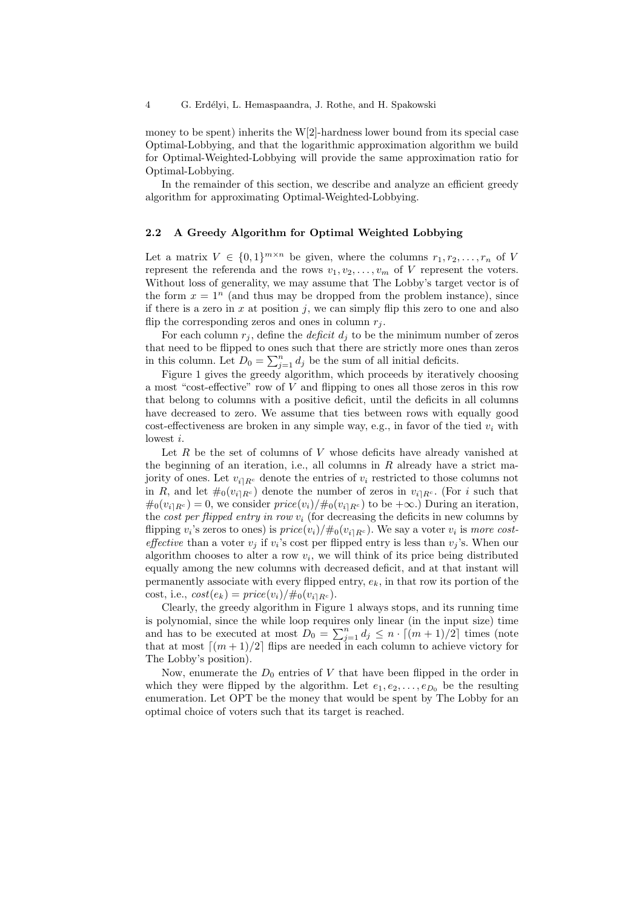money to be spent) inherits the W[2]-hardness lower bound from its special case Optimal-Lobbying, and that the logarithmic approximation algorithm we build for Optimal-Weighted-Lobbying will provide the same approximation ratio for Optimal-Lobbying.

In the remainder of this section, we describe and analyze an efficient greedy algorithm for approximating Optimal-Weighted-Lobbying.

### 2.2 A Greedy Algorithm for Optimal Weighted Lobbying

Let a matrix $V \in \{0,1\}^{m \times n}$ be given, where the columns $r_1, r_2, \ldots, r_n$ of $V$ represent the referenda and the rows $v_1, v_2, \ldots, v_m$ of $V$ represent the voters. Without loss of generality, we may assume that The Lobby's target vector is of the form $x = 1^n$ (and thus may be dropped from the problem instance), since if there is a zero in $x$ at position $j$, we can simply flip this zero to one and also flip the corresponding zeros and ones in column $r_j$.

For each column $r_j$, define the *deficit* $d_j$ to be the minimum number of zeros that need to be flipped to ones such that there are strictly more ones than zeros in this column. Let $D_0 = \sum_{j=1}^{n} d_j$ be the sum of all initial deficits.

Figure 1 gives the greedy algorithm, which proceeds by iteratively choosing a most "cost-effective" row of $V$ and flipping to ones all those zeros in this row that belong to columns with a positive deficit, until the deficits in all columns have decreased to zero. We assume that ties between rows with equally good cost-effectiveness are broken in any simple way, e.g., in favor of the tied $v_i$ with lowest $i$.

Let $R$ be the set of columns of $V$ whose deficits have already vanished at the beginning of an iteration, i.e., all columns in $R$ already have a strict majority of ones. Let $v_{i\upharpoonright R^c}$ denote the entries of $v_i$ restricted to those columns not in $R$, and let $\#_0(v_{i\upharpoonright R^c})$ denote the number of zeros in $v_{i\upharpoonright R^c}$. (For $i$ such that $\#_0(v_{i\upharpoonright R^c}) = 0$, we consider $price(v_i)/\#_0(v_{i\upharpoonright R^c})$ to be $+\infty$.) During an iteration, the *cost per flipped entry in row* $v_i$ (for decreasing the deficits in new columns by flipping $v_i$'s zeros to ones) is $price(v_i)/\#_0(v_{i\upharpoonright R^c})$. We say a voter $v_i$ is *more cost-effective* than a voter $v_j$ if $v_i$'s cost per flipped entry is less than $v_j$'s. When our algorithm chooses to alter a row $v_i$, we will think of its price being distributed equally among the new columns with decreased deficit, and at that instant will permanently associate with every flipped entry, $e_k$, in that row its portion of the cost, i.e., $cost(e_k) = price(v_i)/\#_0(v_{i\upharpoonright R^c})$.

Clearly, the greedy algorithm in Figure 1 always stops, and its running time is polynomial, since the while loop requires only linear (in the input size) time and has to be executed at most $D_0 = \sum_{j=1}^{n} d_j \leq n \cdot \lceil (m+1)/2 \rceil$ times (note that at most $\lceil (m+1)/2 \rceil$ flips are needed in each column to achieve victory for The Lobby's position).

Now, enumerate the $D_0$ entries of $V$ that have been flipped in the order in which they were flipped by the algorithm. Let $e_1, e_2, \ldots, e_{D_0}$ be the resulting enumeration. Let OPT be the money that would be spent by The Lobby for an optimal choice of voters such that its target is reached.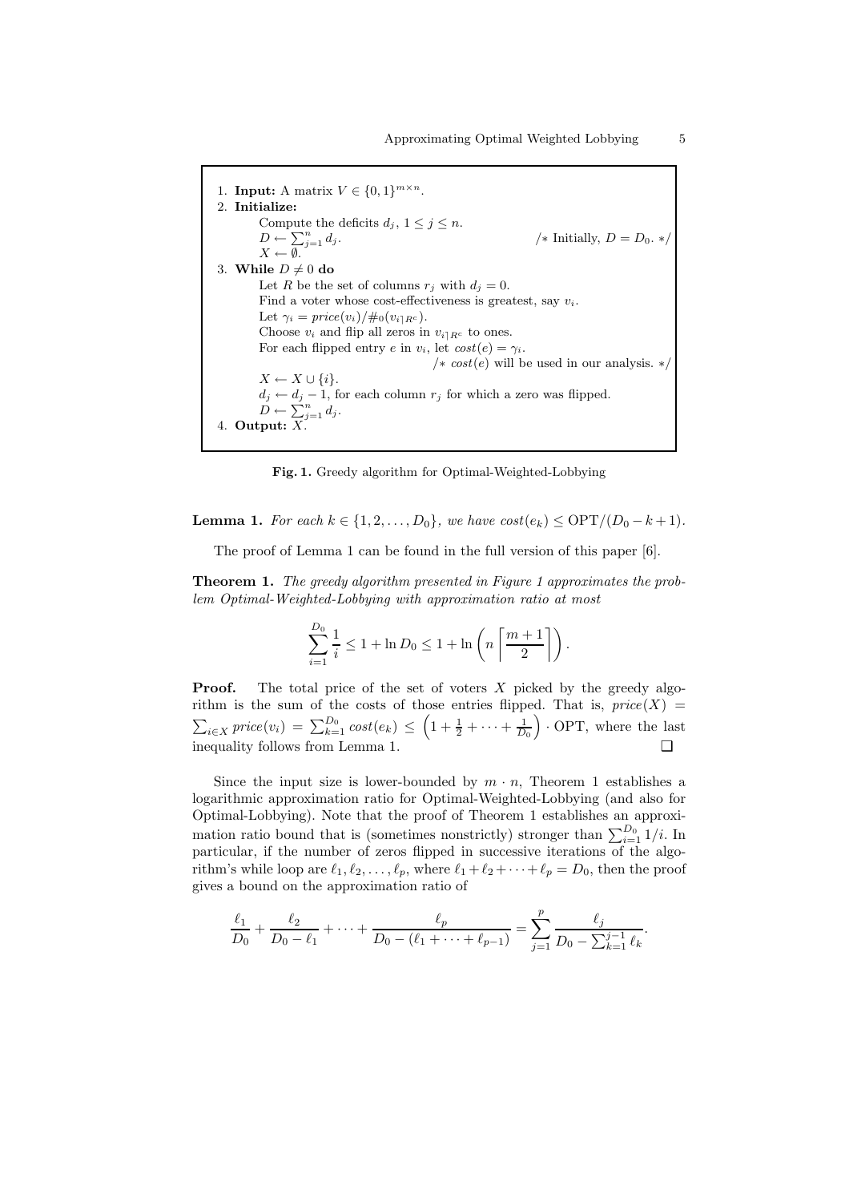```
1. Input: A matrix V ∈ {0,1}^{m×n}.
2. Initialize:
      Compute the deficits d_j, 1 ≤ j ≤ n.
      D ← Σ_{j=1}^{n} d_j.                              /* Initially, D = D_0. */
      X ← ∅.
3. While D ≠ 0 do
      Let R be the set of columns r_j with d_j = 0.
      Find a voter whose cost-effectiveness is greatest, say v_i.
      Let γ_i = price(v_i)/#_0(v_i↾R^c).
      Choose v_i and flip all zeros in v_i↾R^c to ones.
      For each flipped entry e in v_i, let cost(e) = γ_i.
                                        /* cost(e) will be used in our analysis. */
      X ← X ∪ {i}.
      d_j ← d_j − 1, for each column r_j for which a zero was flipped.
      D ← Σ_{j=1}^{n} d_j.
4. Output: X.
```

**Fig. 1.** Greedy algorithm for Optimal-Weighted-Lobbying

**Lemma 1.** *For each $k \in \{1, 2, \ldots, D_0\}$, we have $cost(e_k) \leq \mathrm{OPT}/(D_0 - k + 1)$.*

The proof of Lemma 1 can be found in the full version of this paper [6].

**Theorem 1.** *The greedy algorithm presented in Figure 1 approximates the problem Optimal-Weighted-Lobbying with approximation ratio at most*

$$\sum_{i=1}^{D_0} \frac{1}{i} \leq 1 + \ln D_0 \leq 1 + \ln\left(n \left\lceil \frac{m+1}{2} \right\rceil\right).$$

**Proof.** The total price of the set of voters $X$ picked by the greedy algorithm is the sum of the costs of those entries flipped. That is, $price(X) = \sum_{i \in X} price(v_i) = \sum_{k=1}^{D_0} cost(e_k) \leq \left(1 + \frac{1}{2} + \cdots + \frac{1}{D_0}\right) \cdot \mathrm{OPT}$, where the last inequality follows from Lemma 1. ❑

Since the input size is lower-bounded by $m \cdot n$, Theorem 1 establishes a logarithmic approximation ratio for Optimal-Weighted-Lobbying (and also for Optimal-Lobbying). Note that the proof of Theorem 1 establishes an approximation ratio bound that is (sometimes nonstrictly) stronger than $\sum_{i=1}^{D_0} 1/i$. In particular, if the number of zeros flipped in successive iterations of the algorithm's while loop are $\ell_1, \ell_2, \ldots, \ell_p$, where $\ell_1 + \ell_2 + \cdots + \ell_p = D_0$, then the proof gives a bound on the approximation ratio of

$$\frac{\ell_1}{D_0} + \frac{\ell_2}{D_0 - \ell_1} + \cdots + \frac{\ell_p}{D_0 - (\ell_1 + \cdots + \ell_{p-1})} = \sum_{j=1}^{p} \frac{\ell_j}{D_0 - \sum_{k=1}^{j-1} \ell_k}.$$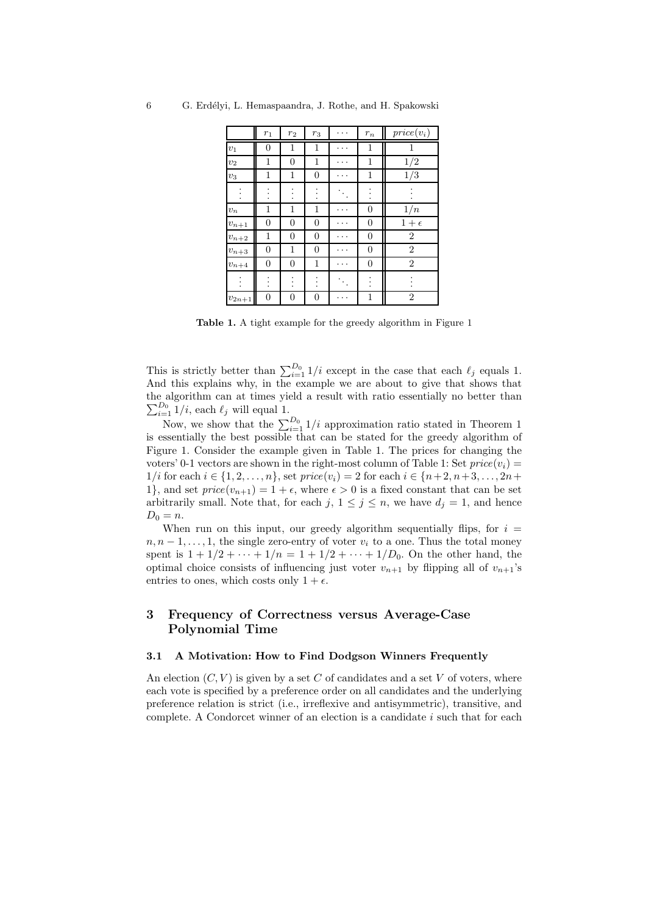|  | $r_1$ | $r_2$ | $r_3$ | $\cdots$ | $r_n$ | $price(v_i)$ |
|---|---|---|---|---|---|---|
| $v_1$ | 0 | 1 | 1 | $\cdots$ | 1 | 1 |
| $v_2$ | 1 | 0 | 1 | $\cdots$ | 1 | $1/2$ |
| $v_3$ | 1 | 1 | 0 | $\cdots$ | 1 | $1/3$ |
| $\vdots$ | $\vdots$ | $\vdots$ | $\vdots$ | $\ddots$ | $\vdots$ | $\vdots$ |
| $v_n$ | 1 | 1 | 1 | $\cdots$ | 0 | $1/n$ |
| $v_{n+1}$ | 0 | 0 | 0 | $\cdots$ | 0 | $1+\epsilon$ |
| $v_{n+2}$ | 1 | 0 | 0 | $\cdots$ | 0 | 2 |
| $v_{n+3}$ | 0 | 1 | 0 | $\cdots$ | 0 | 2 |
| $v_{n+4}$ | 0 | 0 | 1 | $\cdots$ | 0 | 2 |
| $\vdots$ | $\vdots$ | $\vdots$ | $\vdots$ | $\ddots$ | $\vdots$ | $\vdots$ |
| $v_{2n+1}$ | 0 | 0 | 0 | $\cdots$ | 1 | 2 |

**Table 1.** A tight example for the greedy algorithm in Figure 1

This is strictly better than $\sum_{i=1}^{D_0} 1/i$ except in the case that each $\ell_j$ equals 1. And this explains why, in the example we are about to give that shows that the algorithm can at times yield a result with ratio essentially no better than $\sum_{i=1}^{D_0} 1/i$, each $\ell_j$ will equal 1.

Now, we show that the $\sum_{i=1}^{D_0} 1/i$ approximation ratio stated in Theorem 1 is essentially the best possible that can be stated for the greedy algorithm of Figure 1. Consider the example given in Table 1. The prices for changing the voters' 0-1 vectors are shown in the right-most column of Table 1: Set $price(v_i) = 1/i$ for each $i \in \{1, 2, \ldots, n\}$, set $price(v_i) = 2$ for each $i \in \{n+2, n+3, \ldots, 2n+1\}$, and set $price(v_{n+1}) = 1+\epsilon$, where $\epsilon > 0$ is a fixed constant that can be set arbitrarily small. Note that, for each $j$, $1 \leq j \leq n$, we have $d_j = 1$, and hence $D_0 = n$.

When run on this input, our greedy algorithm sequentially flips, for $i = n, n-1, \ldots, 1$, the single zero-entry of voter $v_i$ to a one. Thus the total money spent is $1 + 1/2 + \cdots + 1/n = 1 + 1/2 + \cdots + 1/D_0$. On the other hand, the optimal choice consists of influencing just voter $v_{n+1}$ by flipping all of $v_{n+1}$'s entries to ones, which costs only $1 + \epsilon$.

## 3 Frequency of Correctness versus Average-Case Polynomial Time

### 3.1 A Motivation: How to Find Dodgson Winners Frequently

An election $(C, V)$ is given by a set $C$ of candidates and a set $V$ of voters, where each vote is specified by a preference order on all candidates and the underlying preference relation is strict (i.e., irreflexive and antisymmetric), transitive, and complete. A Condorcet winner of an election is a candidate $i$ such that for each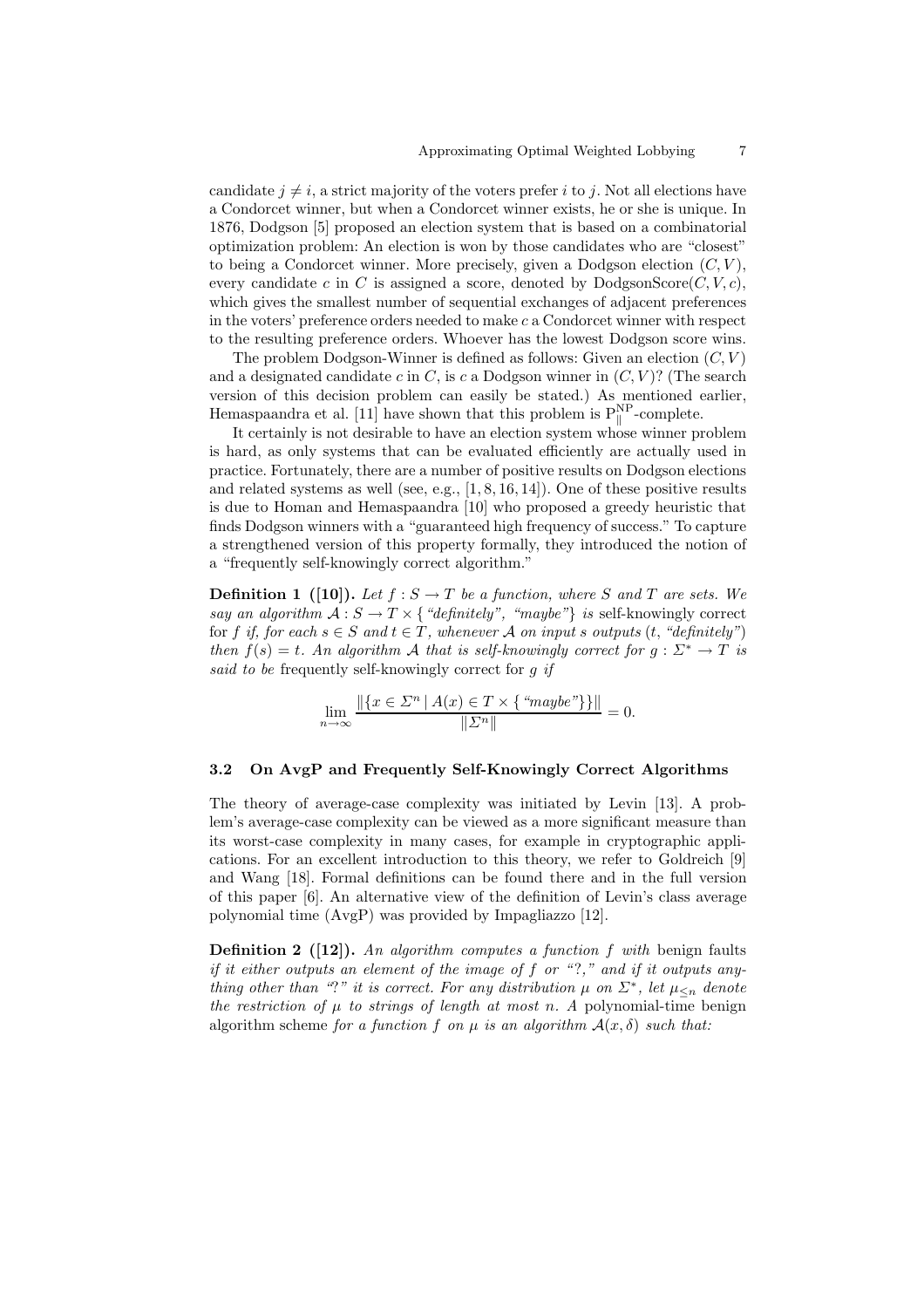candidate $j \neq i$, a strict majority of the voters prefer $i$ to $j$. Not all elections have a Condorcet winner, but when a Condorcet winner exists, he or she is unique. In 1876, Dodgson [5] proposed an election system that is based on a combinatorial optimization problem: An election is won by those candidates who are "closest" to being a Condorcet winner. More precisely, given a Dodgson election $(C, V)$, every candidate $c$ in $C$ is assigned a score, denoted by DodgsonScore$(C, V, c)$, which gives the smallest number of sequential exchanges of adjacent preferences in the voters' preference orders needed to make $c$ a Condorcet winner with respect to the resulting preference orders. Whoever has the lowest Dodgson score wins.

The problem Dodgson-Winner is defined as follows: Given an election $(C, V)$ and a designated candidate $c$ in $C$, is $c$ a Dodgson winner in $(C, V)$? (The search version of this decision problem can easily be stated.) As mentioned earlier, Hemaspaandra et al. [11] have shown that this problem is $\mathrm{P}_{\|}^{\mathrm{NP}}$-complete.

It certainly is not desirable to have an election system whose winner problem is hard, as only systems that can be evaluated efficiently are actually used in practice. Fortunately, there are a number of positive results on Dodgson elections and related systems as well (see, e.g., [1, 8, 16, 14]). One of these positive results is due to Homan and Hemaspaandra [10] who proposed a greedy heuristic that finds Dodgson winners with a "guaranteed high frequency of success." To capture a strengthened version of this property formally, they introduced the notion of a "frequently self-knowingly correct algorithm."

**Definition 1 ([10]).** *Let $f : S \to T$ be a function, where $S$ and $T$ are sets. We say an algorithm $\mathcal{A} : S \to T \times \{$"definitely", "maybe"$\}$ is* self-knowingly correct for $f$ *if, for each $s \in S$ and $t \in T$, whenever $\mathcal{A}$ on input $s$ outputs $(t,$ "definitely"$)$ then $f(s) = t$. An algorithm $\mathcal{A}$ that is self-knowingly correct for $g : \Sigma^* \to T$ is said to be* frequently self-knowingly correct for $g$ *if*

$$\lim_{n \to \infty} \frac{\|\{x \in \Sigma^n \mid A(x) \in T \times \{\text{"maybe"}\}\}\|}{\|\Sigma^n\|} = 0.$$

### 3.2 On AvgP and Frequently Self-Knowingly Correct Algorithms

The theory of average-case complexity was initiated by Levin [13]. A problem's average-case complexity can be viewed as a more significant measure than its worst-case complexity in many cases, for example in cryptographic applications. For an excellent introduction to this theory, we refer to Goldreich [9] and Wang [18]. Formal definitions can be found there and in the full version of this paper [6]. An alternative view of the definition of Levin's class average polynomial time (AvgP) was provided by Impagliazzo [12].

**Definition 2 ([12]).** *An algorithm computes a function $f$ with* benign faults *if it either outputs an element of the image of $f$ or "?," and if it outputs anything other than "?" it is correct. For any distribution $\mu$ on $\Sigma^*$, let $\mu_{\leq n}$ denote the restriction of $\mu$ to strings of length at most $n$. A* polynomial-time benign algorithm scheme *for a function $f$ on $\mu$ is an algorithm $\mathcal{A}(x, \delta)$ such that:*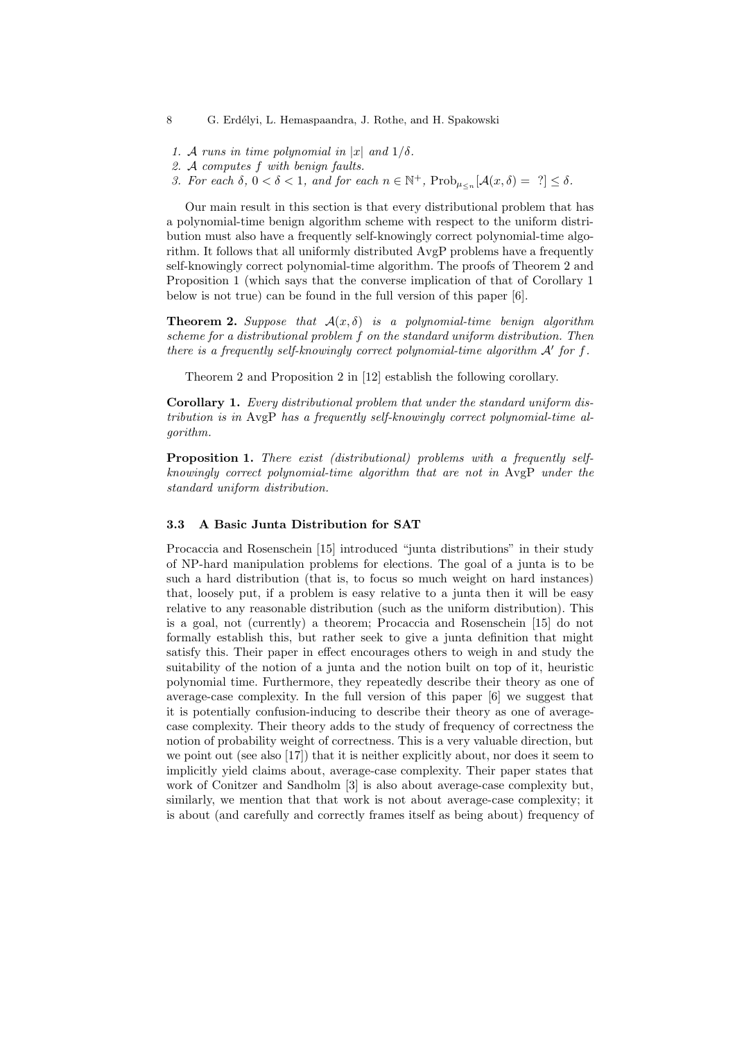1. $\mathcal{A}$ runs in time polynomial in $|x|$ and $1/\delta$.
2. $\mathcal{A}$ computes $f$ with benign faults.
3. For each $\delta$, $0 < \delta < 1$, and for each $n \in \mathbb{N}^+$, $\mathrm{Prob}_{\mu_{\leq n}}[\mathcal{A}(x, \delta) = \ ?] \leq \delta$.

Our main result in this section is that every distributional problem that has a polynomial-time benign algorithm scheme with respect to the uniform distribution must also have a frequently self-knowingly correct polynomial-time algorithm. It follows that all uniformly distributed AvgP problems have a frequently self-knowingly correct polynomial-time algorithm. The proofs of Theorem 2 and Proposition 1 (which says that the converse implication of that of Corollary 1 below is not true) can be found in the full version of this paper [6].

**Theorem 2.** *Suppose that $\mathcal{A}(x, \delta)$ is a polynomial-time benign algorithm scheme for a distributional problem $f$ on the standard uniform distribution. Then there is a frequently self-knowingly correct polynomial-time algorithm $\mathcal{A}'$ for $f$.*

Theorem 2 and Proposition 2 in [12] establish the following corollary.

**Corollary 1.** *Every distributional problem that under the standard uniform distribution is in* AvgP *has a frequently self-knowingly correct polynomial-time algorithm.*

**Proposition 1.** *There exist (distributional) problems with a frequently self-knowingly correct polynomial-time algorithm that are not in* AvgP *under the standard uniform distribution.*

### 3.3 A Basic Junta Distribution for SAT

Procaccia and Rosenschein [15] introduced "junta distributions" in their study of NP-hard manipulation problems for elections. The goal of a junta is to be such a hard distribution (that is, to focus so much weight on hard instances) that, loosely put, if a problem is easy relative to a junta then it will be easy relative to any reasonable distribution (such as the uniform distribution). This is a goal, not (currently) a theorem; Procaccia and Rosenschein [15] do not formally establish this, but rather seek to give a junta definition that might satisfy this. Their paper in effect encourages others to weigh in and study the suitability of the notion of a junta and the notion built on top of it, heuristic polynomial time. Furthermore, they repeatedly describe their theory as one of average-case complexity. In the full version of this paper [6] we suggest that it is potentially confusion-inducing to describe their theory as one of average-case complexity. Their theory adds to the study of frequency of correctness the notion of probability weight of correctness. This is a very valuable direction, but we point out (see also [17]) that it is neither explicitly about, nor does it seem to implicitly yield claims about, average-case complexity. Their paper states that work of Conitzer and Sandholm [3] is also about average-case complexity but, similarly, we mention that that work is not about average-case complexity; it is about (and carefully and correctly frames itself as being about) frequency of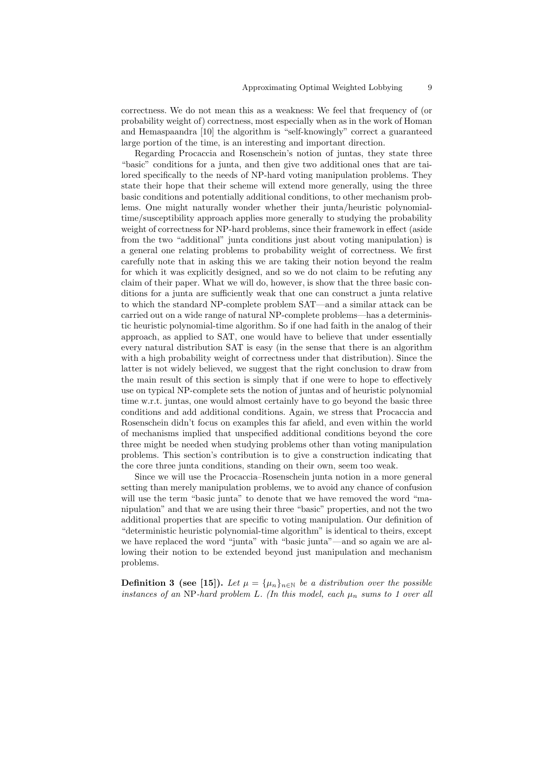correctness. We do not mean this as a weakness: We feel that frequency of (or probability weight of) correctness, most especially when as in the work of Homan and Hemaspaandra [10] the algorithm is "self-knowingly" correct a guaranteed large portion of the time, is an interesting and important direction.

Regarding Procaccia and Rosenschein's notion of juntas, they state three "basic" conditions for a junta, and then give two additional ones that are tailored specifically to the needs of NP-hard voting manipulation problems. They state their hope that their scheme will extend more generally, using the three basic conditions and potentially additional conditions, to other mechanism problems. One might naturally wonder whether their junta/heuristic polynomial-time/susceptibility approach applies more generally to studying the probability weight of correctness for NP-hard problems, since their framework in effect (aside from the two "additional" junta conditions just about voting manipulation) is a general one relating problems to probability weight of correctness. We first carefully note that in asking this we are taking their notion beyond the realm for which it was explicitly designed, and so we do not claim to be refuting any claim of their paper. What we will do, however, is show that the three basic conditions for a junta are sufficiently weak that one can construct a junta relative to which the standard NP-complete problem SAT—and a similar attack can be carried out on a wide range of natural NP-complete problems—has a deterministic heuristic polynomial-time algorithm. So if one had faith in the analog of their approach, as applied to SAT, one would have to believe that under essentially every natural distribution SAT is easy (in the sense that there is an algorithm with a high probability weight of correctness under that distribution). Since the latter is not widely believed, we suggest that the right conclusion to draw from the main result of this section is simply that if one were to hope to effectively use on typical NP-complete sets the notion of juntas and of heuristic polynomial time w.r.t. juntas, one would almost certainly have to go beyond the basic three conditions and add additional conditions. Again, we stress that Procaccia and Rosenschein didn't focus on examples this far afield, and even within the world of mechanisms implied that unspecified additional conditions beyond the core three might be needed when studying problems other than voting manipulation problems. This section's contribution is to give a construction indicating that the core three junta conditions, standing on their own, seem too weak.

Since we will use the Procaccia–Rosenschein junta notion in a more general setting than merely manipulation problems, we to avoid any chance of confusion will use the term "basic junta" to denote that we have removed the word "manipulation" and that we are using their three "basic" properties, and not the two additional properties that are specific to voting manipulation. Our definition of "deterministic heuristic polynomial-time algorithm" is identical to theirs, except we have replaced the word "junta" with "basic junta"—and so again we are allowing their notion to be extended beyond just manipulation and mechanism problems.

**Definition 3 (see [15]).** *Let $\mu = \{\mu_n\}_{n \in \mathbb{N}}$ be a distribution over the possible instances of an* NP*-hard problem $L$. (In this model, each $\mu_n$ sums to 1 over all*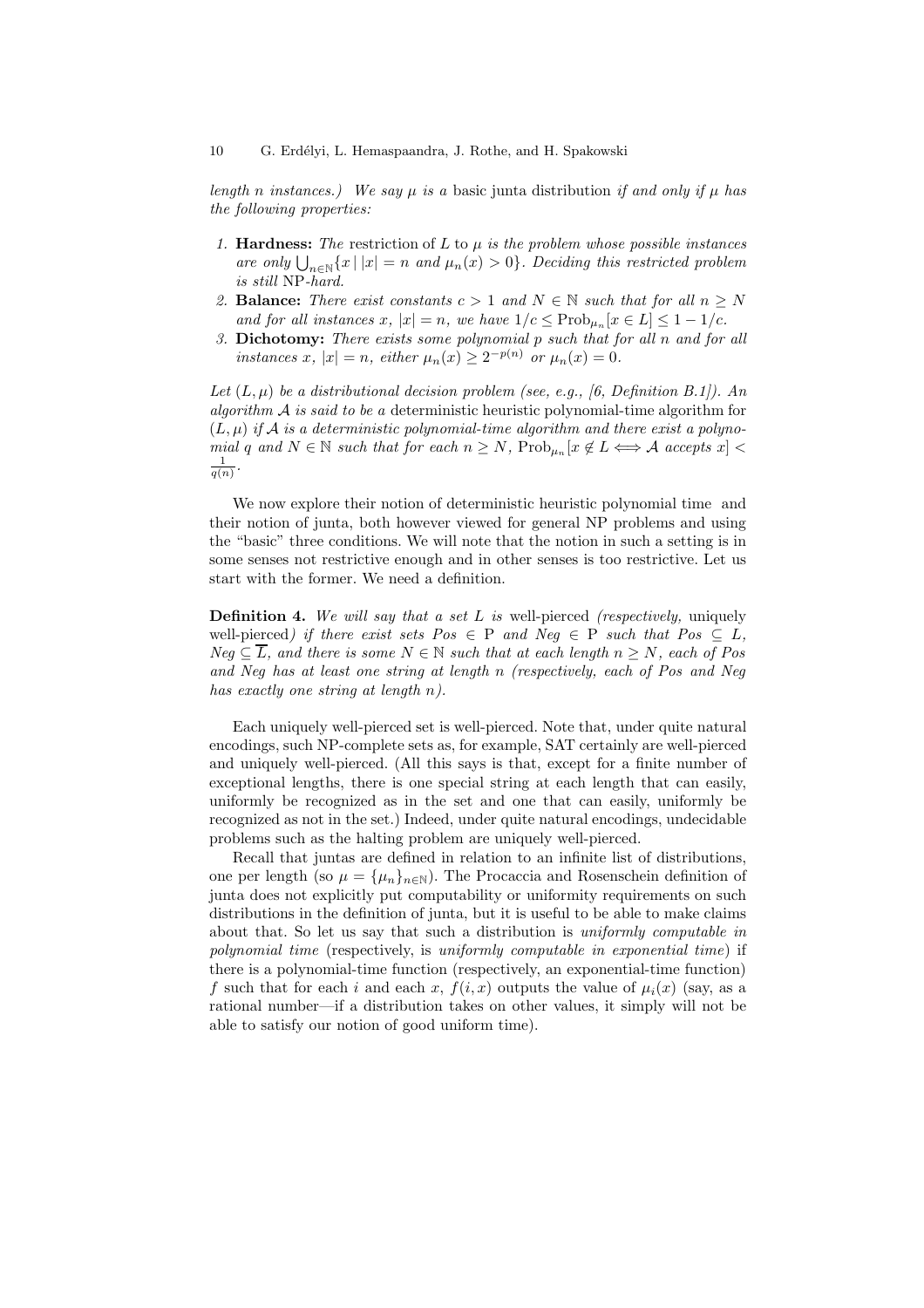*length n instances.)* *We say* $\mu$ *is a* basic junta distribution *if and only if* $\mu$ *has the following properties:*

1. **Hardness:** *The* restriction of $L$ to $\mu$ *is the problem whose possible instances are only* $\bigcup_{n\in\mathbb{N}}\{x \mid |x| = n \text{ and } \mu_n(x) > 0\}$*. Deciding this restricted problem is still* NP*-hard.*
2. **Balance:** *There exist constants* $c > 1$ *and* $N \in \mathbb{N}$ *such that for all* $n \geq N$ *and for all instances* $x$, $|x| = n$, *we have* $1/c \leq \mathrm{Prob}_{\mu_n}[x \in L] \leq 1 - 1/c$.
3. **Dichotomy:** *There exists some polynomial* $p$ *such that for all* $n$ *and for all instances* $x$, $|x| = n$, *either* $\mu_n(x) \geq 2^{-p(n)}$ *or* $\mu_n(x) = 0$.

*Let* $(L, \mu)$ *be a distributional decision problem (see, e.g., [6, Definition B.1]). An algorithm* $\mathcal{A}$ *is said to be a* deterministic heuristic polynomial-time algorithm *for* $(L, \mu)$ *if* $\mathcal{A}$ *is a deterministic polynomial-time algorithm and there exist a polynomial* $q$ *and* $N \in \mathbb{N}$ *such that for each* $n \geq N$, $\mathrm{Prob}_{\mu_n}[x \notin L \iff \mathcal{A} \text{ accepts } x] < \frac{1}{q(n)}$.

We now explore their notion of deterministic heuristic polynomial time and their notion of junta, both however viewed for general NP problems and using the "basic" three conditions. We will note that the notion in such a setting is in some senses not restrictive enough and in other senses is too restrictive. Let us start with the former. We need a definition.

**Definition 4.** *We will say that a set* $L$ *is* well-pierced *(respectively,* uniquely well-pierced*) if there exist sets* $Pos \in \mathrm{P}$ *and* $Neg \in \mathrm{P}$ *such that* $Pos \subseteq L$, $Neg \subseteq \overline{L}$, *and there is some* $N \in \mathbb{N}$ *such that at each length* $n \geq N$, *each of* $Pos$ *and* $Neg$ *has at least one string at length* $n$ *(respectively, each of* $Pos$ *and* $Neg$ *has exactly one string at length* $n$*).*

Each uniquely well-pierced set is well-pierced. Note that, under quite natural encodings, such NP-complete sets as, for example, SAT certainly are well-pierced and uniquely well-pierced. (All this says is that, except for a finite number of exceptional lengths, there is one special string at each length that can easily, uniformly be recognized as in the set and one that can easily, uniformly be recognized as not in the set.) Indeed, under quite natural encodings, undecidable problems such as the halting problem are uniquely well-pierced.

Recall that juntas are defined in relation to an infinite list of distributions, one per length (so $\mu = \{\mu_n\}_{n\in\mathbb{N}}$). The Procaccia and Rosenschein definition of junta does not explicitly put computability or uniformity requirements on such distributions in the definition of junta, but it is useful to be able to make claims about that. So let us say that such a distribution is *uniformly computable in polynomial time* (respectively, is *uniformly computable in exponential time*) if there is a polynomial-time function (respectively, an exponential-time function) $f$ such that for each $i$ and each $x$, $f(i, x)$ outputs the value of $\mu_i(x)$ (say, as a rational number—if a distribution takes on other values, it simply will not be able to satisfy our notion of good uniform time).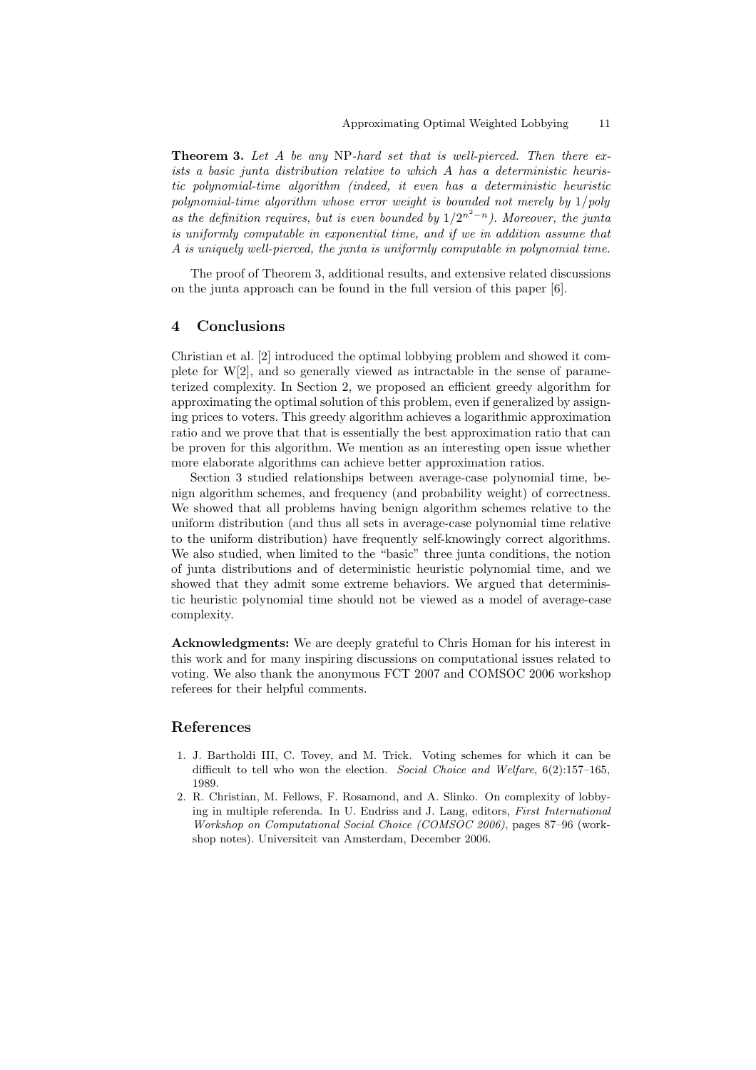**Theorem 3.** *Let $A$ be any* NP*-hard set that is well-pierced. Then there exists a basic junta distribution relative to which $A$ has a deterministic heuristic polynomial-time algorithm (indeed, it even has a deterministic heuristic polynomial-time algorithm whose error weight is bounded not merely by $1/poly$ as the definition requires, but is even bounded by $1/2^{n^2-n}$). Moreover, the junta is uniformly computable in exponential time, and if we in addition assume that $A$ is uniquely well-pierced, the junta is uniformly computable in polynomial time.*

The proof of Theorem 3, additional results, and extensive related discussions on the junta approach can be found in the full version of this paper [6].

## 4 Conclusions

Christian et al. [2] introduced the optimal lobbying problem and showed it complete for W[2], and so generally viewed as intractable in the sense of parameterized complexity. In Section 2, we proposed an efficient greedy algorithm for approximating the optimal solution of this problem, even if generalized by assigning prices to voters. This greedy algorithm achieves a logarithmic approximation ratio and we prove that that is essentially the best approximation ratio that can be proven for this algorithm. We mention as an interesting open issue whether more elaborate algorithms can achieve better approximation ratios.

Section 3 studied relationships between average-case polynomial time, benign algorithm schemes, and frequency (and probability weight) of correctness. We showed that all problems having benign algorithm schemes relative to the uniform distribution (and thus all sets in average-case polynomial time relative to the uniform distribution) have frequently self-knowingly correct algorithms. We also studied, when limited to the "basic" three junta conditions, the notion of junta distributions and of deterministic heuristic polynomial time, and we showed that they admit some extreme behaviors. We argued that deterministic heuristic polynomial time should not be viewed as a model of average-case complexity.

**Acknowledgments:** We are deeply grateful to Chris Homan for his interest in this work and for many inspiring discussions on computational issues related to voting. We also thank the anonymous FCT 2007 and COMSOC 2006 workshop referees for their helpful comments.

## References

1. J. Bartholdi III, C. Tovey, and M. Trick. Voting schemes for which it can be difficult to tell who won the election. *Social Choice and Welfare*, 6(2):157–165, 1989.
2. R. Christian, M. Fellows, F. Rosamond, and A. Slinko. On complexity of lobbying in multiple referenda. In U. Endriss and J. Lang, editors, *First International Workshop on Computational Social Choice (COMSOC 2006)*, pages 87–96 (workshop notes). Universiteit van Amsterdam, December 2006.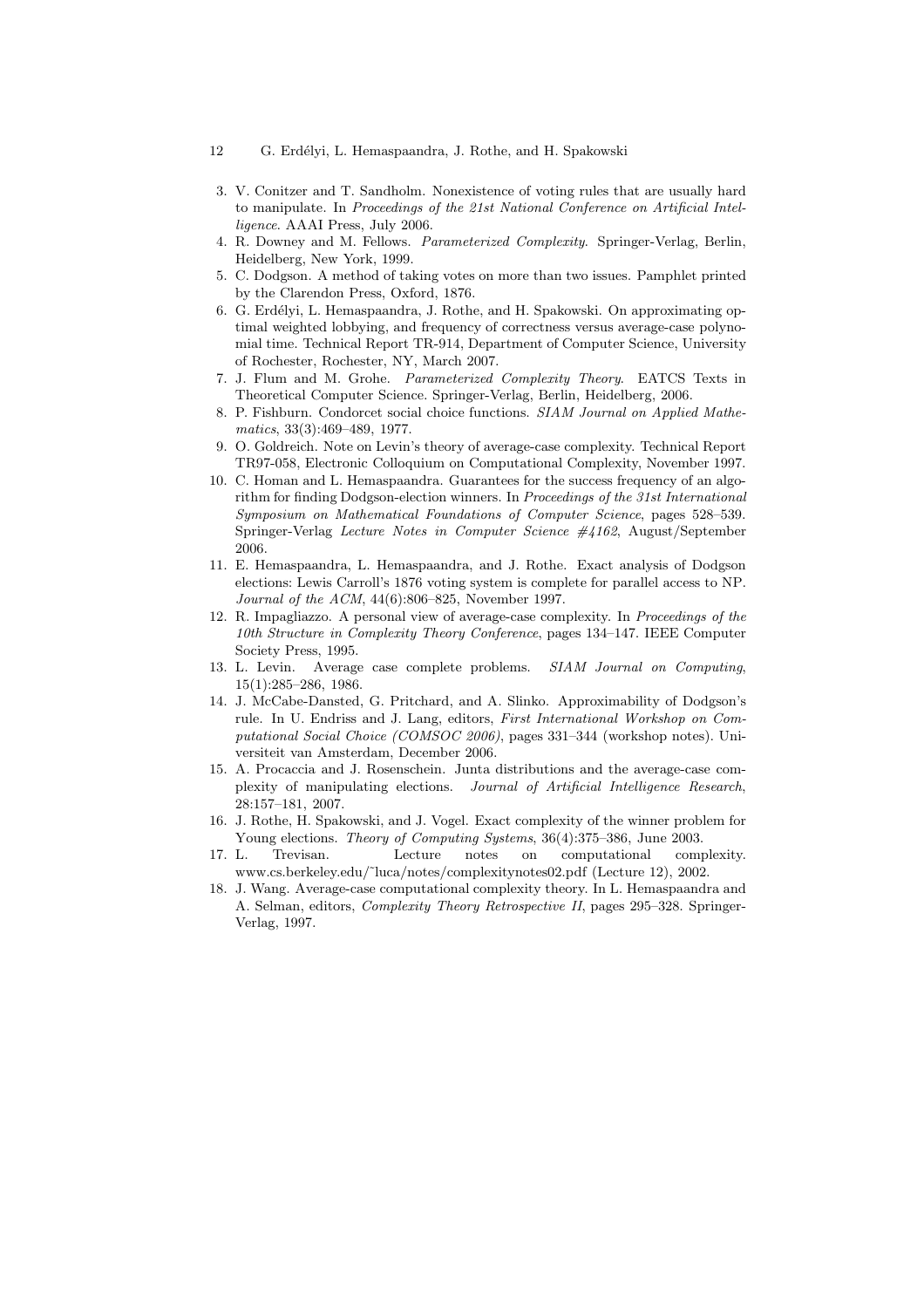3. V. Conitzer and T. Sandholm. Nonexistence of voting rules that are usually hard to manipulate. In *Proceedings of the 21st National Conference on Artificial Intelligence*. AAAI Press, July 2006.
4. R. Downey and M. Fellows. *Parameterized Complexity*. Springer-Verlag, Berlin, Heidelberg, New York, 1999.
5. C. Dodgson. A method of taking votes on more than two issues. Pamphlet printed by the Clarendon Press, Oxford, 1876.
6. G. Erdélyi, L. Hemaspaandra, J. Rothe, and H. Spakowski. On approximating optimal weighted lobbying, and frequency of correctness versus average-case polynomial time. Technical Report TR-914, Department of Computer Science, University of Rochester, Rochester, NY, March 2007.
7. J. Flum and M. Grohe. *Parameterized Complexity Theory*. EATCS Texts in Theoretical Computer Science. Springer-Verlag, Berlin, Heidelberg, 2006.
8. P. Fishburn. Condorcet social choice functions. *SIAM Journal on Applied Mathematics*, 33(3):469–489, 1977.
9. O. Goldreich. Note on Levin's theory of average-case complexity. Technical Report TR97-058, Electronic Colloquium on Computational Complexity, November 1997.
10. C. Homan and L. Hemaspaandra. Guarantees for the success frequency of an algorithm for finding Dodgson-election winners. In *Proceedings of the 31st International Symposium on Mathematical Foundations of Computer Science*, pages 528–539. Springer-Verlag *Lecture Notes in Computer Science #4162*, August/September 2006.
11. E. Hemaspaandra, L. Hemaspaandra, and J. Rothe. Exact analysis of Dodgson elections: Lewis Carroll's 1876 voting system is complete for parallel access to NP. *Journal of the ACM*, 44(6):806–825, November 1997.
12. R. Impagliazzo. A personal view of average-case complexity. In *Proceedings of the 10th Structure in Complexity Theory Conference*, pages 134–147. IEEE Computer Society Press, 1995.
13. L. Levin. Average case complete problems. *SIAM Journal on Computing*, 15(1):285–286, 1986.
14. J. McCabe-Dansted, G. Pritchard, and A. Slinko. Approximability of Dodgson's rule. In U. Endriss and J. Lang, editors, *First International Workshop on Computational Social Choice (COMSOC 2006)*, pages 331–344 (workshop notes). Universiteit van Amsterdam, December 2006.
15. A. Procaccia and J. Rosenschein. Junta distributions and the average-case complexity of manipulating elections. *Journal of Artificial Intelligence Research*, 28:157–181, 2007.
16. J. Rothe, H. Spakowski, and J. Vogel. Exact complexity of the winner problem for Young elections. *Theory of Computing Systems*, 36(4):375–386, June 2003.
17. L. Trevisan. Lecture notes on computational complexity. www.cs.berkeley.edu/~luca/notes/complexitynotes02.pdf (Lecture 12), 2002.
18. J. Wang. Average-case computational complexity theory. In L. Hemaspaandra and A. Selman, editors, *Complexity Theory Retrospective II*, pages 295–328. Springer-Verlag, 1997.